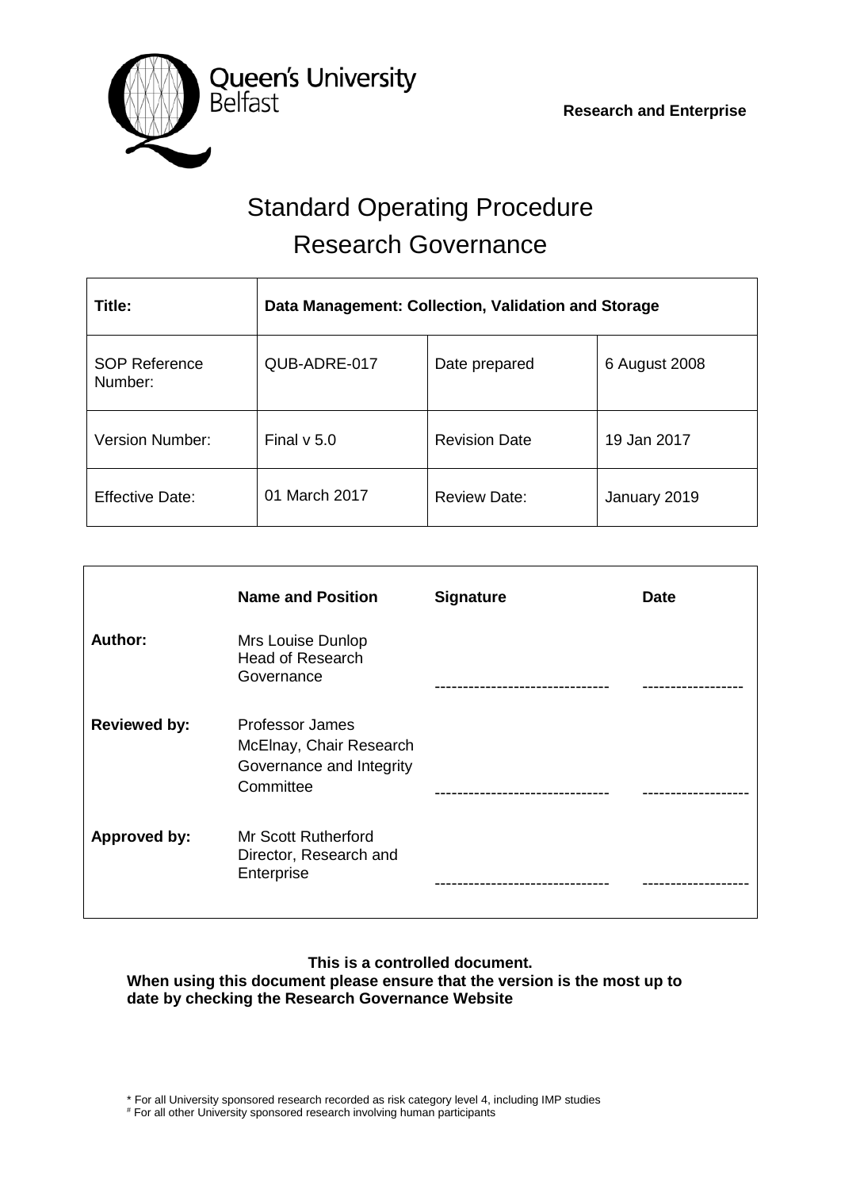Queen's University Belfast

**Research and Enterprise**

# Standard Operating Procedure
# Research Governance

| **Title:** | **Data Management: Collection, Validation and Storage** | | |
|---|---|---|---|
| SOP Reference Number: | QUB-ADRE-017 | Date prepared | 6 August 2008 |
| Version Number: | Final v 5.0 | Revision Date | 19 Jan 2017 |
| Effective Date: | 01 March 2017 | Review Date: | January 2019 |

| | **Name and Position** | **Signature** | **Date** |
|---|---|---|---|
| **Author:** | Mrs Louise Dunlop Head of Research Governance | ------------------------------- | ------------------ |
| **Reviewed by:** | Professor James McElnay, Chair Research Governance and Integrity Committee | ------------------------------- | ------------------- |
| **Approved by:** | Mr Scott Rutherford Director, Research and Enterprise | ------------------------------- | ------------------- |

**This is a controlled document.**
**When using this document please ensure that the version is the most up to date by checking the Research Governance Website**

* For all University sponsored research recorded as risk category level 4, including IMP studies
# For all other University sponsored research involving human participants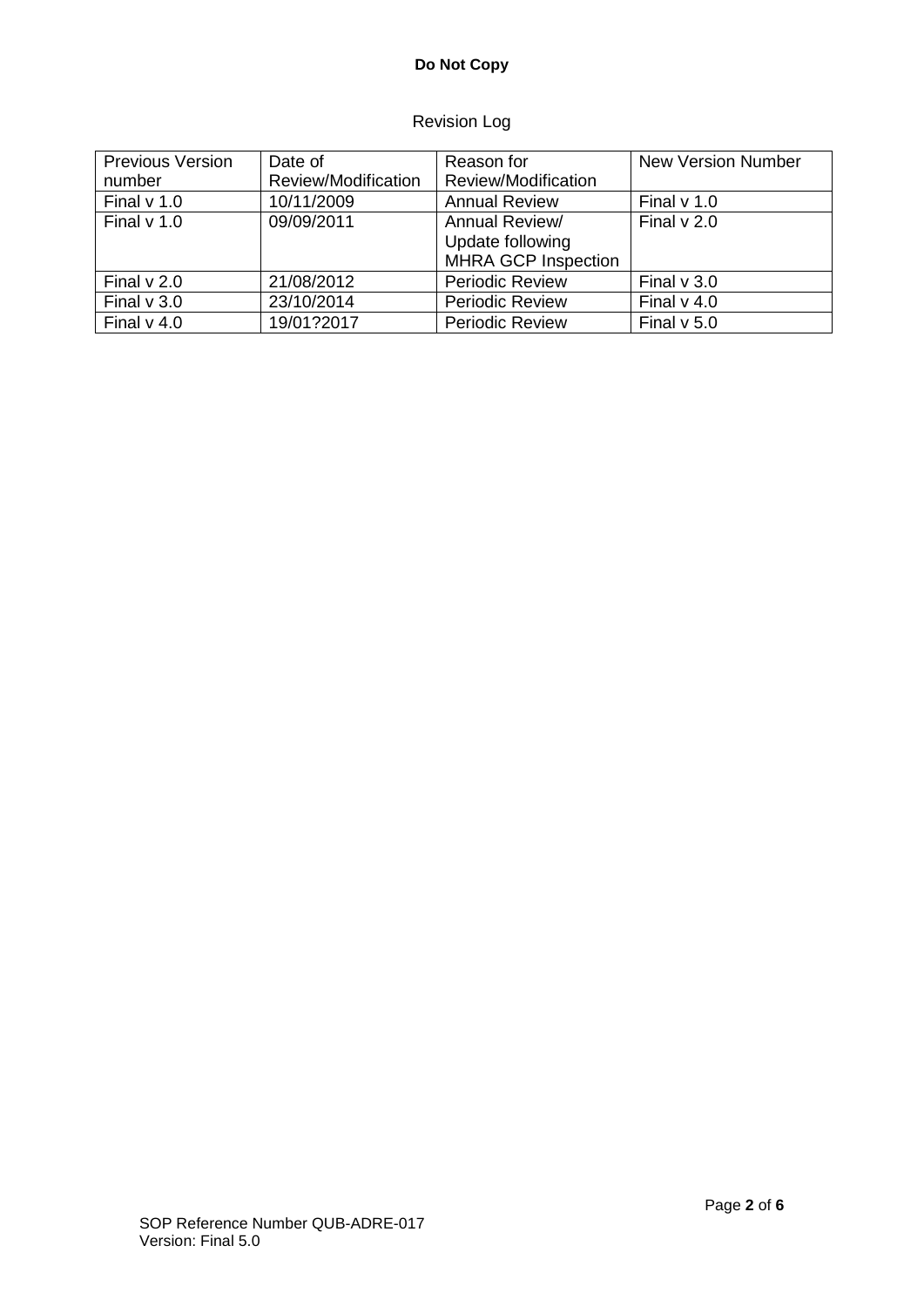Revision Log

| Previous Version number | Date of Review/Modification | Reason for Review/Modification | New Version Number |
| --- | --- | --- | --- |
| Final v 1.0 | 10/11/2009 | Annual Review | Final v 1.0 |
| Final v 1.0 | 09/09/2011 | Annual Review/ Update following MHRA GCP Inspection | Final v 2.0 |
| Final v 2.0 | 21/08/2012 | Periodic Review | Final v 3.0 |
| Final v 3.0 | 23/10/2014 | Periodic Review | Final v 4.0 |
| Final v 4.0 | 19/01?2017 | Periodic Review | Final v 5.0 |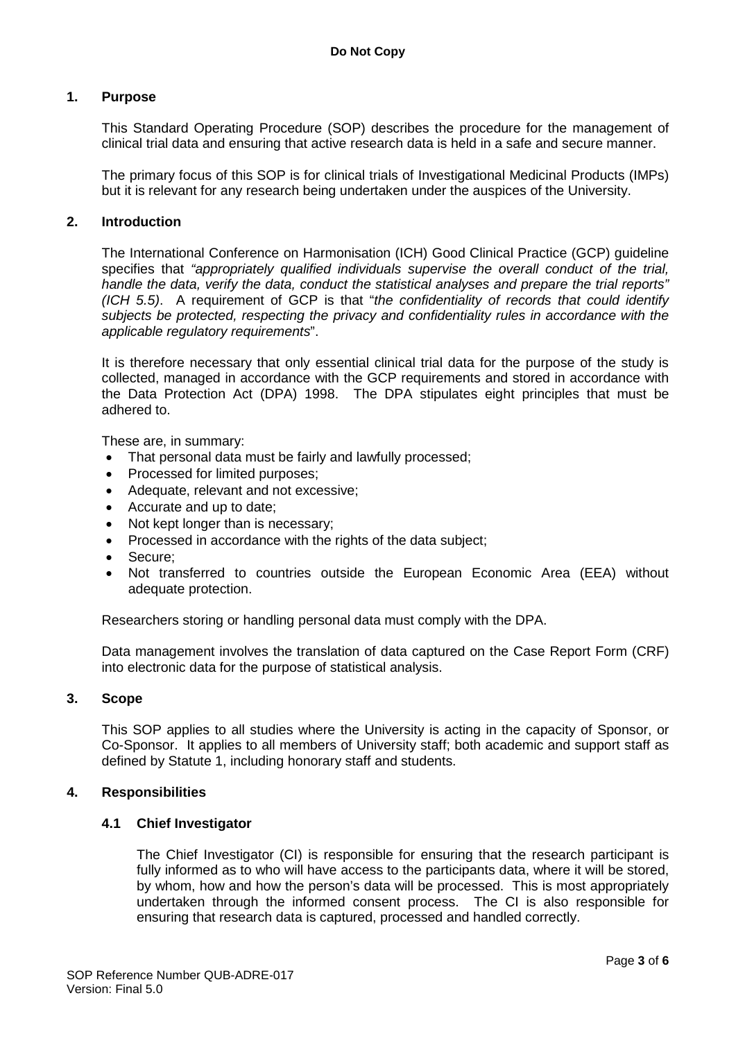## 1. Purpose

This Standard Operating Procedure (SOP) describes the procedure for the management of clinical trial data and ensuring that active research data is held in a safe and secure manner.

The primary focus of this SOP is for clinical trials of Investigational Medicinal Products (IMPs) but it is relevant for any research being undertaken under the auspices of the University.

## 2. Introduction

The International Conference on Harmonisation (ICH) Good Clinical Practice (GCP) guideline specifies that *"appropriately qualified individuals supervise the overall conduct of the trial, handle the data, verify the data, conduct the statistical analyses and prepare the trial reports" (ICH 5.5)*. A requirement of GCP is that "*the confidentiality of records that could identify subjects be protected, respecting the privacy and confidentiality rules in accordance with the applicable regulatory requirements*".

It is therefore necessary that only essential clinical trial data for the purpose of the study is collected, managed in accordance with the GCP requirements and stored in accordance with the Data Protection Act (DPA) 1998. The DPA stipulates eight principles that must be adhered to.

These are, in summary:

- That personal data must be fairly and lawfully processed;
- Processed for limited purposes;
- Adequate, relevant and not excessive;
- Accurate and up to date;
- Not kept longer than is necessary;
- Processed in accordance with the rights of the data subject;
- Secure;
- Not transferred to countries outside the European Economic Area (EEA) without adequate protection.

Researchers storing or handling personal data must comply with the DPA.

Data management involves the translation of data captured on the Case Report Form (CRF) into electronic data for the purpose of statistical analysis.

## 3. Scope

This SOP applies to all studies where the University is acting in the capacity of Sponsor, or Co-Sponsor. It applies to all members of University staff; both academic and support staff as defined by Statute 1, including honorary staff and students.

## 4. Responsibilities

### 4.1 Chief Investigator

The Chief Investigator (CI) is responsible for ensuring that the research participant is fully informed as to who will have access to the participants data, where it will be stored, by whom, how and how the person's data will be processed. This is most appropriately undertaken through the informed consent process. The CI is also responsible for ensuring that research data is captured, processed and handled correctly.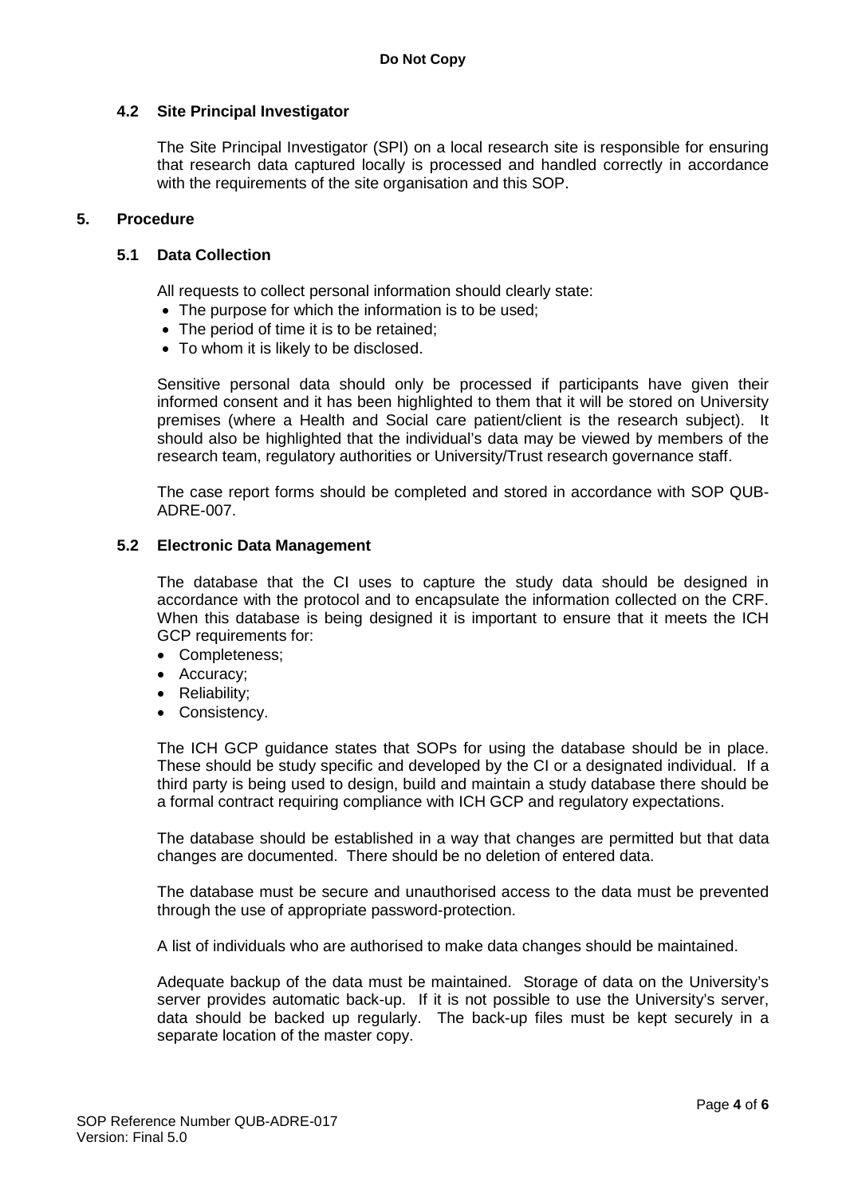### 4.2 Site Principal Investigator

The Site Principal Investigator (SPI) on a local research site is responsible for ensuring that research data captured locally is processed and handled correctly in accordance with the requirements of the site organisation and this SOP.

## 5. Procedure

### 5.1 Data Collection

All requests to collect personal information should clearly state:

- The purpose for which the information is to be used;
- The period of time it is to be retained;
- To whom it is likely to be disclosed.

Sensitive personal data should only be processed if participants have given their informed consent and it has been highlighted to them that it will be stored on University premises (where a Health and Social care patient/client is the research subject). It should also be highlighted that the individual's data may be viewed by members of the research team, regulatory authorities or University/Trust research governance staff.

The case report forms should be completed and stored in accordance with SOP QUB-ADRE-007.

### 5.2 Electronic Data Management

The database that the CI uses to capture the study data should be designed in accordance with the protocol and to encapsulate the information collected on the CRF. When this database is being designed it is important to ensure that it meets the ICH GCP requirements for:

- Completeness;
- Accuracy;
- Reliability;
- Consistency.

The ICH GCP guidance states that SOPs for using the database should be in place. These should be study specific and developed by the CI or a designated individual. If a third party is being used to design, build and maintain a study database there should be a formal contract requiring compliance with ICH GCP and regulatory expectations.

The database should be established in a way that changes are permitted but that data changes are documented. There should be no deletion of entered data.

The database must be secure and unauthorised access to the data must be prevented through the use of appropriate password-protection.

A list of individuals who are authorised to make data changes should be maintained.

Adequate backup of the data must be maintained. Storage of data on the University's server provides automatic back-up. If it is not possible to use the University's server, data should be backed up regularly. The back-up files must be kept securely in a separate location of the master copy.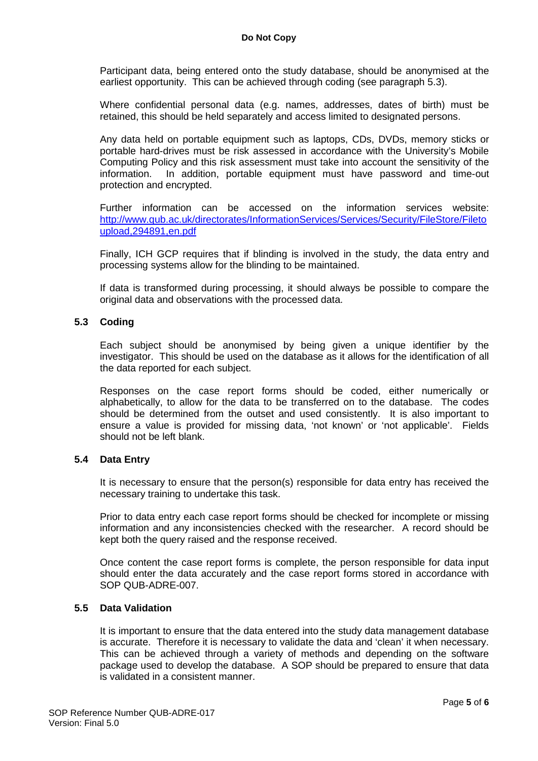Participant data, being entered onto the study database, should be anonymised at the earliest opportunity. This can be achieved through coding (see paragraph 5.3).

Where confidential personal data (e.g. names, addresses, dates of birth) must be retained, this should be held separately and access limited to designated persons.

Any data held on portable equipment such as laptops, CDs, DVDs, memory sticks or portable hard-drives must be risk assessed in accordance with the University's Mobile Computing Policy and this risk assessment must take into account the sensitivity of the information. In addition, portable equipment must have password and time-out protection and encrypted.

Further information can be accessed on the information services website: http://www.qub.ac.uk/directorates/InformationServices/Services/Security/FileStore/Filetoupload,294891,en.pdf

Finally, ICH GCP requires that if blinding is involved in the study, the data entry and processing systems allow for the blinding to be maintained.

If data is transformed during processing, it should always be possible to compare the original data and observations with the processed data.

### 5.3 Coding

Each subject should be anonymised by being given a unique identifier by the investigator. This should be used on the database as it allows for the identification of all the data reported for each subject.

Responses on the case report forms should be coded, either numerically or alphabetically, to allow for the data to be transferred on to the database. The codes should be determined from the outset and used consistently. It is also important to ensure a value is provided for missing data, 'not known' or 'not applicable'. Fields should not be left blank.

### 5.4 Data Entry

It is necessary to ensure that the person(s) responsible for data entry has received the necessary training to undertake this task.

Prior to data entry each case report forms should be checked for incomplete or missing information and any inconsistencies checked with the researcher. A record should be kept both the query raised and the response received.

Once content the case report forms is complete, the person responsible for data input should enter the data accurately and the case report forms stored in accordance with SOP QUB-ADRE-007.

### 5.5 Data Validation

It is important to ensure that the data entered into the study data management database is accurate. Therefore it is necessary to validate the data and 'clean' it when necessary. This can be achieved through a variety of methods and depending on the software package used to develop the database. A SOP should be prepared to ensure that data is validated in a consistent manner.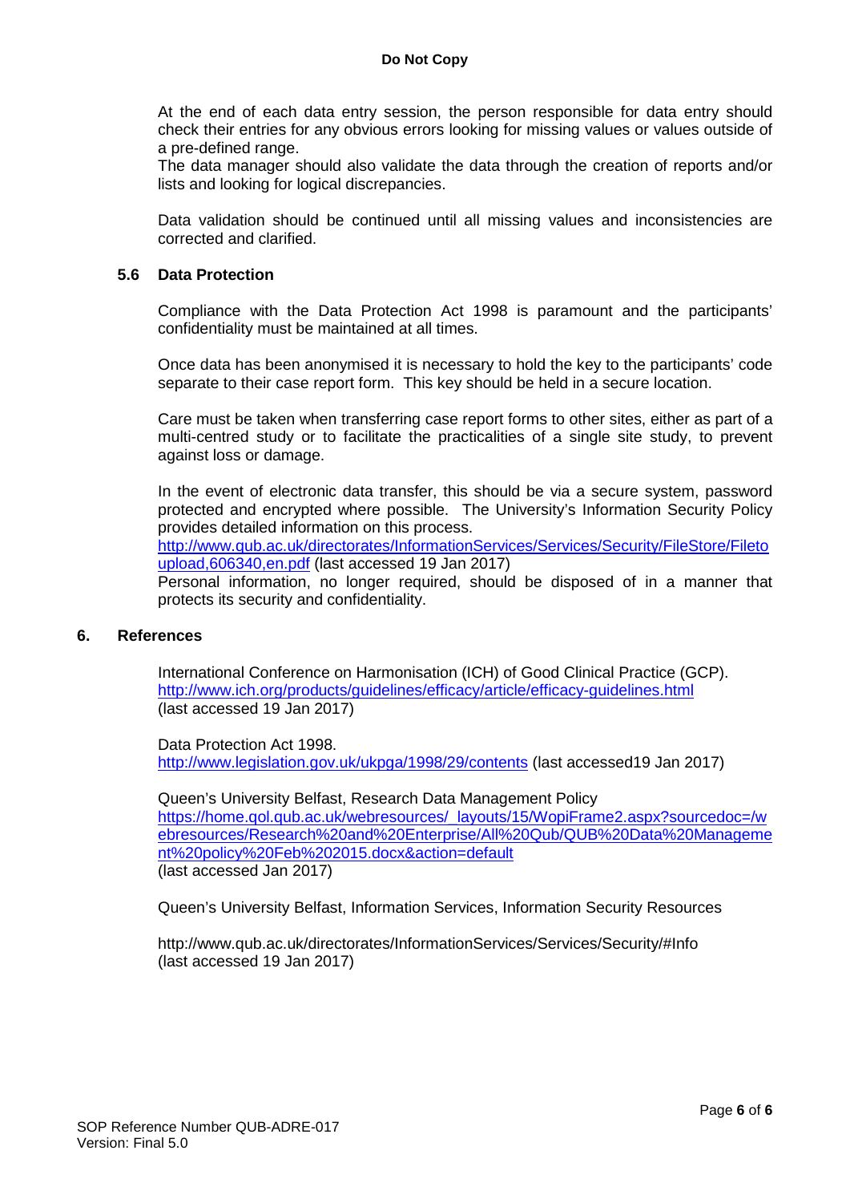At the end of each data entry session, the person responsible for data entry should check their entries for any obvious errors looking for missing values or values outside of a pre-defined range.
The data manager should also validate the data through the creation of reports and/or lists and looking for logical discrepancies.

Data validation should be continued until all missing values and inconsistencies are corrected and clarified.

### 5.6 Data Protection

Compliance with the Data Protection Act 1998 is paramount and the participants' confidentiality must be maintained at all times.

Once data has been anonymised it is necessary to hold the key to the participants' code separate to their case report form. This key should be held in a secure location.

Care must be taken when transferring case report forms to other sites, either as part of a multi-centred study or to facilitate the practicalities of a single site study, to prevent against loss or damage.

In the event of electronic data transfer, this should be via a secure system, password protected and encrypted where possible. The University's Information Security Policy provides detailed information on this process.
http://www.qub.ac.uk/directorates/InformationServices/Services/Security/FileStore/Filetoupload,606340,en.pdf (last accessed 19 Jan 2017)
Personal information, no longer required, should be disposed of in a manner that protects its security and confidentiality.

## 6. References

International Conference on Harmonisation (ICH) of Good Clinical Practice (GCP).
http://www.ich.org/products/guidelines/efficacy/article/efficacy-guidelines.html
(last accessed 19 Jan 2017)

Data Protection Act 1998.
http://www.legislation.gov.uk/ukpga/1998/29/contents (last accessed19 Jan 2017)

Queen's University Belfast, Research Data Management Policy
https://home.qol.qub.ac.uk/webresources/_layouts/15/WopiFrame2.aspx?sourcedoc=/webresources/Research%20and%20Enterprise/All%20Qub/QUB%20Data%20Management%20policy%20Feb%202015.docx&action=default
(last accessed Jan 2017)

Queen's University Belfast, Information Services, Information Security Resources

http://www.qub.ac.uk/directorates/InformationServices/Services/Security/#Info
(last accessed 19 Jan 2017)